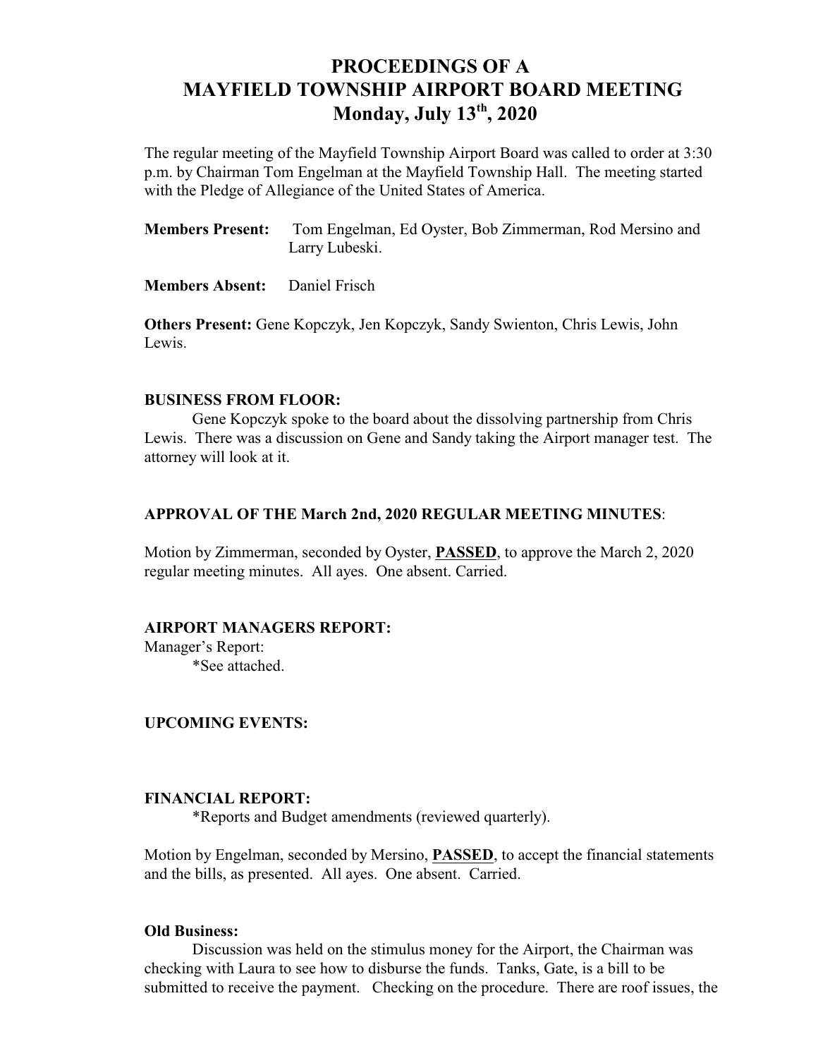# PROCEEDINGS OF A MAYFIELD TOWNSHIP AIRPORT BOARD MEETING
## Monday, July 13th, 2020

The regular meeting of the Mayfield Township Airport Board was called to order at 3:30 p.m. by Chairman Tom Engelman at the Mayfield Township Hall. The meeting started with the Pledge of Allegiance of the United States of America.

**Members Present:** Tom Engelman, Ed Oyster, Bob Zimmerman, Rod Mersino and Larry Lubeski.

**Members Absent:** Daniel Frisch

**Others Present:** Gene Kopczyk, Jen Kopczyk, Sandy Swienton, Chris Lewis, John Lewis.

### BUSINESS FROM FLOOR:

Gene Kopczyk spoke to the board about the dissolving partnership from Chris Lewis. There was a discussion on Gene and Sandy taking the Airport manager test. The attorney will look at it.

### APPROVAL OF THE March 2nd, 2020 REGULAR MEETING MINUTES:

Motion by Zimmerman, seconded by Oyster, **PASSED**, to approve the March 2, 2020 regular meeting minutes. All ayes. One absent. Carried.

### AIRPORT MANAGERS REPORT:

Manager's Report:

*See attached.

### UPCOMING EVENTS:

### FINANCIAL REPORT:

*Reports and Budget amendments (reviewed quarterly).

Motion by Engelman, seconded by Mersino, **PASSED**, to accept the financial statements and the bills, as presented. All ayes. One absent. Carried.

### Old Business:

Discussion was held on the stimulus money for the Airport, the Chairman was checking with Laura to see how to disburse the funds. Tanks, Gate, is a bill to be submitted to receive the payment. Checking on the procedure. There are roof issues, the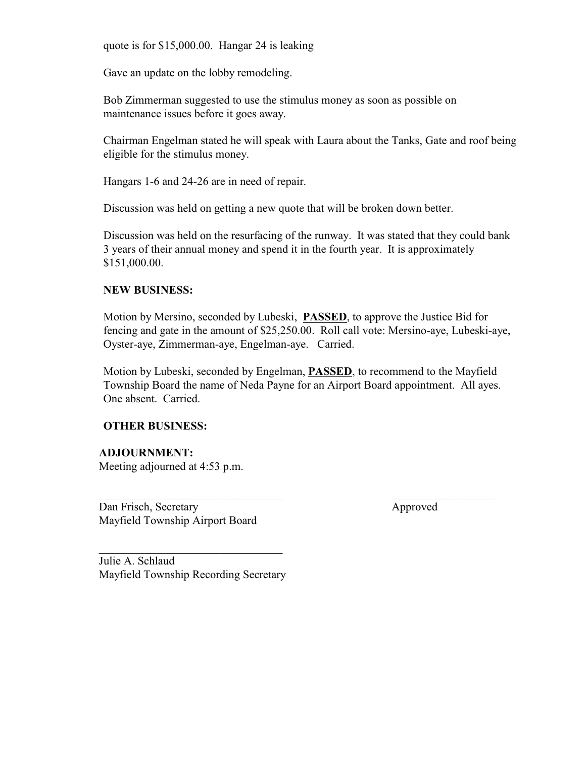quote is for $15,000.00. Hangar 24 is leaking

Gave an update on the lobby remodeling.

Bob Zimmerman suggested to use the stimulus money as soon as possible on maintenance issues before it goes away.

Chairman Engelman stated he will speak with Laura about the Tanks, Gate and roof being eligible for the stimulus money.

Hangars 1-6 and 24-26 are in need of repair.

Discussion was held on getting a new quote that will be broken down better.

Discussion was held on the resurfacing of the runway. It was stated that they could bank 3 years of their annual money and spend it in the fourth year. It is approximately $151,000.00.

**NEW BUSINESS:**

Motion by Mersino, seconded by Lubeski, **PASSED**, to approve the Justice Bid for fencing and gate in the amount of $25,250.00. Roll call vote: Mersino-aye, Lubeski-aye, Oyster-aye, Zimmerman-aye, Engelman-aye. Carried.

Motion by Lubeski, seconded by Engelman, **PASSED**, to recommend to the Mayfield Township Board the name of Neda Payne for an Airport Board appointment. All ayes. One absent. Carried.

**OTHER BUSINESS:**

**ADJOURNMENT:**
Meeting adjourned at 4:53 p.m.

________________________________ ________________

Dan Frisch, Secretary Approved
Mayfield Township Airport Board

________________________________

Julie A. Schlaud
Mayfield Township Recording Secretary